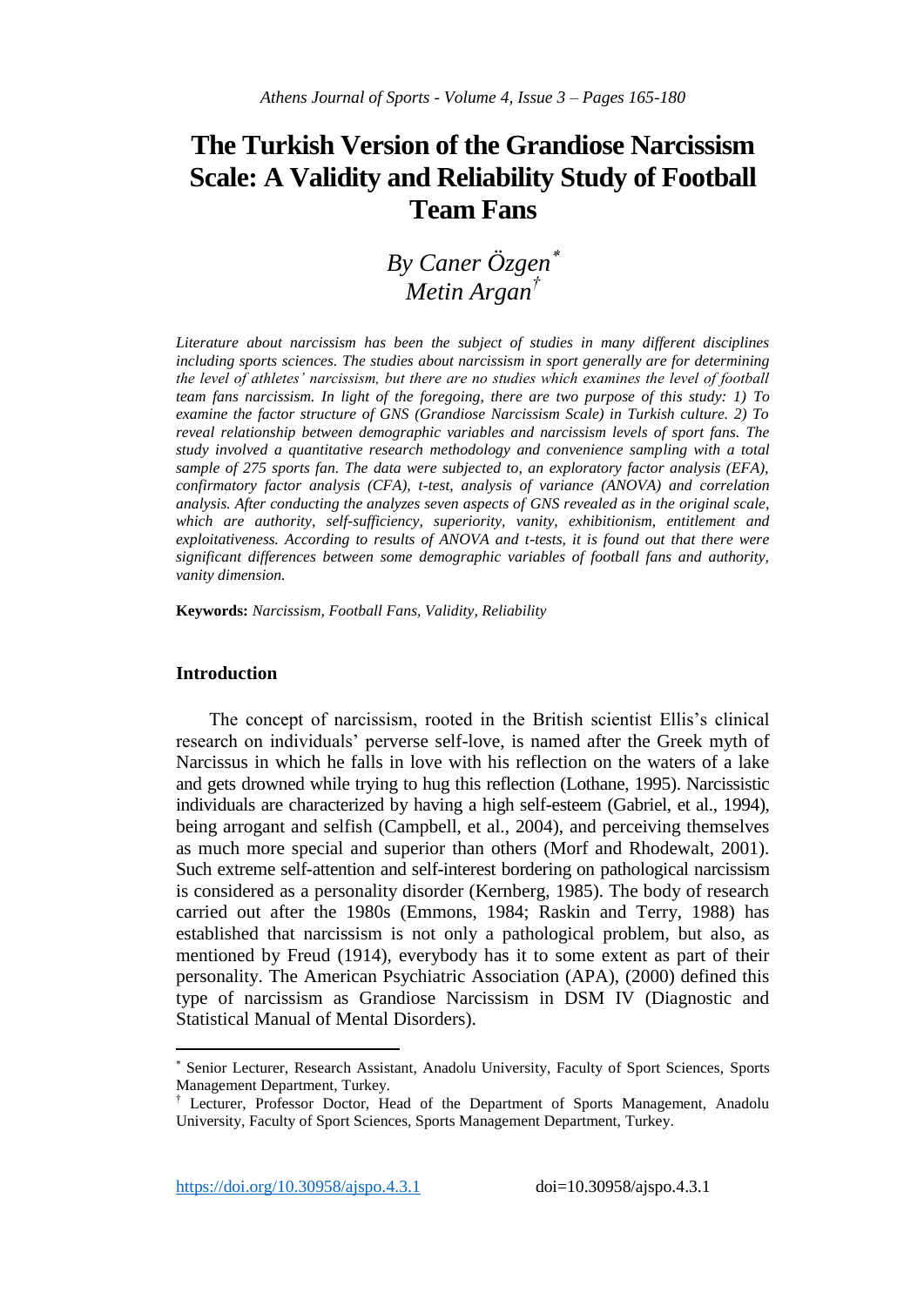# The Turkish Version of the Grandiose Narcissism Scale: A Validity and Reliability Study of Football Team Fans

## By Caner Özgen[*]
## Metin Argan[†]

*Literature about narcissism has been the subject of studies in many different disciplines including sports sciences. The studies about narcissism in sport generally are for determining the level of athletes' narcissism, but there are no studies which examines the level of football team fans narcissism. In light of the foregoing, there are two purpose of this study: 1) To examine the factor structure of GNS (Grandiose Narcissism Scale) in Turkish culture. 2) To reveal relationship between demographic variables and narcissism levels of sport fans. The study involved a quantitative research methodology and convenience sampling with a total sample of 275 sports fan. The data were subjected to, an exploratory factor analysis (EFA), confirmatory factor analysis (CFA), t-test, analysis of variance (ANOVA) and correlation analysis. After conducting the analyzes seven aspects of GNS revealed as in the original scale, which are authority, self-sufficiency, superiority, vanity, exhibitionism, entitlement and exploitativeness. According to results of ANOVA and t-tests, it is found out that there were significant differences between some demographic variables of football fans and authority, vanity dimension.*

**Keywords:** *Narcissism, Football Fans, Validity, Reliability*

### Introduction

The concept of narcissism, rooted in the British scientist Ellis's clinical research on individuals' perverse self-love, is named after the Greek myth of Narcissus in which he falls in love with his reflection on the waters of a lake and gets drowned while trying to hug this reflection (Lothane, 1995). Narcissistic individuals are characterized by having a high self-esteem (Gabriel, et al., 1994), being arrogant and selfish (Campbell, et al., 2004), and perceiving themselves as much more special and superior than others (Morf and Rhodewalt, 2001). Such extreme self-attention and self-interest bordering on pathological narcissism is considered as a personality disorder (Kernberg, 1985). The body of research carried out after the 1980s (Emmons, 1984; Raskin and Terry, 1988) has established that narcissism is not only a pathological problem, but also, as mentioned by Freud (1914), everybody has it to some extent as part of their personality. The American Psychiatric Association (APA), (2000) defined this type of narcissism as Grandiose Narcissism in DSM IV (Diagnostic and Statistical Manual of Mental Disorders).

---

[*] Senior Lecturer, Research Assistant, Anadolu University, Faculty of Sport Sciences, Sports Management Department, Turkey.

[†] Lecturer, Professor Doctor, Head of the Department of Sports Management, Anadolu University, Faculty of Sport Sciences, Sports Management Department, Turkey.

https://doi.org/10.30958/ajspo.4.3.1 doi=10.30958/ajspo.4.3.1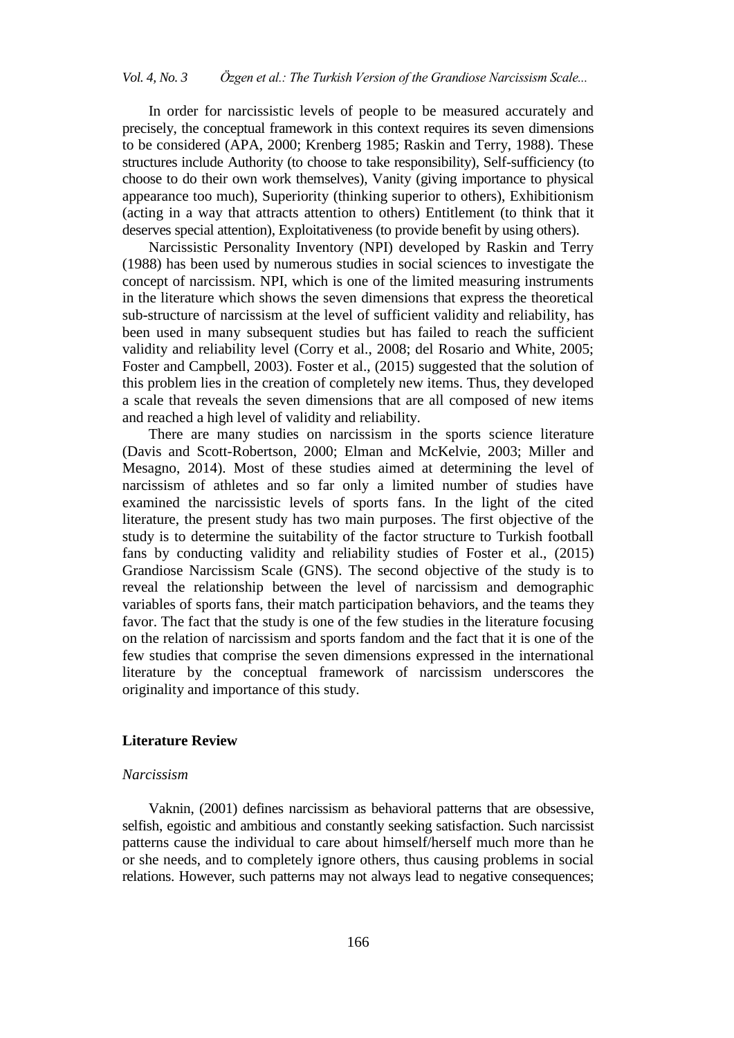In order for narcissistic levels of people to be measured accurately and precisely, the conceptual framework in this context requires its seven dimensions to be considered (APA, 2000; Krenberg 1985; Raskin and Terry, 1988). These structures include Authority (to choose to take responsibility), Self-sufficiency (to choose to do their own work themselves), Vanity (giving importance to physical appearance too much), Superiority (thinking superior to others), Exhibitionism (acting in a way that attracts attention to others) Entitlement (to think that it deserves special attention), Exploitativeness (to provide benefit by using others).

Narcissistic Personality Inventory (NPI) developed by Raskin and Terry (1988) has been used by numerous studies in social sciences to investigate the concept of narcissism. NPI, which is one of the limited measuring instruments in the literature which shows the seven dimensions that express the theoretical sub-structure of narcissism at the level of sufficient validity and reliability, has been used in many subsequent studies but has failed to reach the sufficient validity and reliability level (Corry et al., 2008; del Rosario and White, 2005; Foster and Campbell, 2003). Foster et al., (2015) suggested that the solution of this problem lies in the creation of completely new items. Thus, they developed a scale that reveals the seven dimensions that are all composed of new items and reached a high level of validity and reliability.

There are many studies on narcissism in the sports science literature (Davis and Scott-Robertson, 2000; Elman and McKelvie, 2003; Miller and Mesagno, 2014). Most of these studies aimed at determining the level of narcissism of athletes and so far only a limited number of studies have examined the narcissistic levels of sports fans. In the light of the cited literature, the present study has two main purposes. The first objective of the study is to determine the suitability of the factor structure to Turkish football fans by conducting validity and reliability studies of Foster et al., (2015) Grandiose Narcissism Scale (GNS). The second objective of the study is to reveal the relationship between the level of narcissism and demographic variables of sports fans, their match participation behaviors, and the teams they favor. The fact that the study is one of the few studies in the literature focusing on the relation of narcissism and sports fandom and the fact that it is one of the few studies that comprise the seven dimensions expressed in the international literature by the conceptual framework of narcissism underscores the originality and importance of this study.

## Literature Review

### *Narcissism*

Vaknin, (2001) defines narcissism as behavioral patterns that are obsessive, selfish, egoistic and ambitious and constantly seeking satisfaction. Such narcissist patterns cause the individual to care about himself/herself much more than he or she needs, and to completely ignore others, thus causing problems in social relations. However, such patterns may not always lead to negative consequences;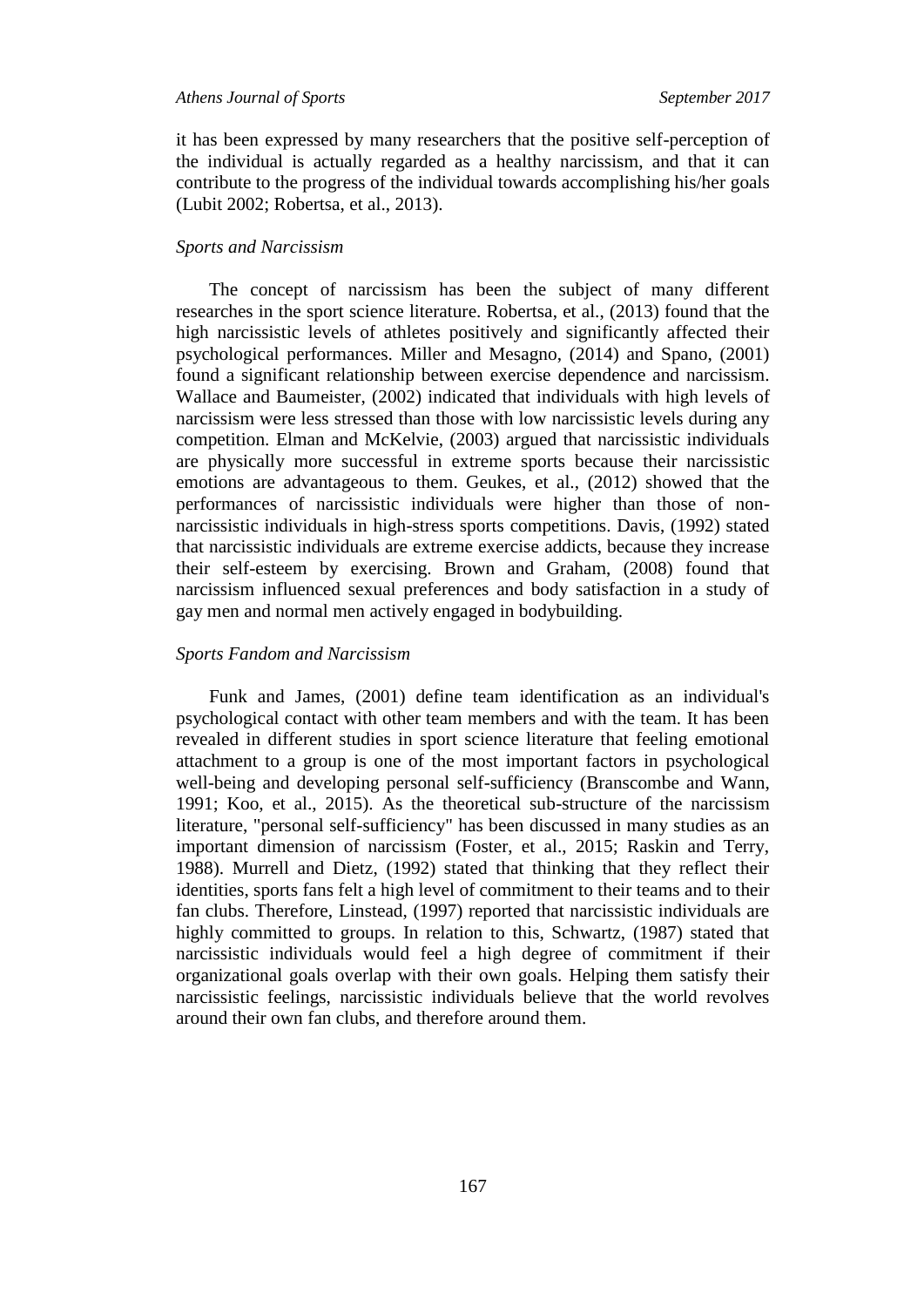it has been expressed by many researchers that the positive self-perception of the individual is actually regarded as a healthy narcissism, and that it can contribute to the progress of the individual towards accomplishing his/her goals (Lubit 2002; Robertsa, et al., 2013).

### *Sports and Narcissism*

The concept of narcissism has been the subject of many different researches in the sport science literature. Robertsa, et al., (2013) found that the high narcissistic levels of athletes positively and significantly affected their psychological performances. Miller and Mesagno, (2014) and Spano, (2001) found a significant relationship between exercise dependence and narcissism. Wallace and Baumeister, (2002) indicated that individuals with high levels of narcissism were less stressed than those with low narcissistic levels during any competition. Elman and McKelvie, (2003) argued that narcissistic individuals are physically more successful in extreme sports because their narcissistic emotions are advantageous to them. Geukes, et al., (2012) showed that the performances of narcissistic individuals were higher than those of non-narcissistic individuals in high-stress sports competitions. Davis, (1992) stated that narcissistic individuals are extreme exercise addicts, because they increase their self-esteem by exercising. Brown and Graham, (2008) found that narcissism influenced sexual preferences and body satisfaction in a study of gay men and normal men actively engaged in bodybuilding.

### *Sports Fandom and Narcissism*

Funk and James, (2001) define team identification as an individual's psychological contact with other team members and with the team. It has been revealed in different studies in sport science literature that feeling emotional attachment to a group is one of the most important factors in psychological well-being and developing personal self-sufficiency (Branscombe and Wann, 1991; Koo, et al., 2015). As the theoretical sub-structure of the narcissism literature, "personal self-sufficiency" has been discussed in many studies as an important dimension of narcissism (Foster, et al., 2015; Raskin and Terry, 1988). Murrell and Dietz, (1992) stated that thinking that they reflect their identities, sports fans felt a high level of commitment to their teams and to their fan clubs. Therefore, Linstead, (1997) reported that narcissistic individuals are highly committed to groups. In relation to this, Schwartz, (1987) stated that narcissistic individuals would feel a high degree of commitment if their organizational goals overlap with their own goals. Helping them satisfy their narcissistic feelings, narcissistic individuals believe that the world revolves around their own fan clubs, and therefore around them.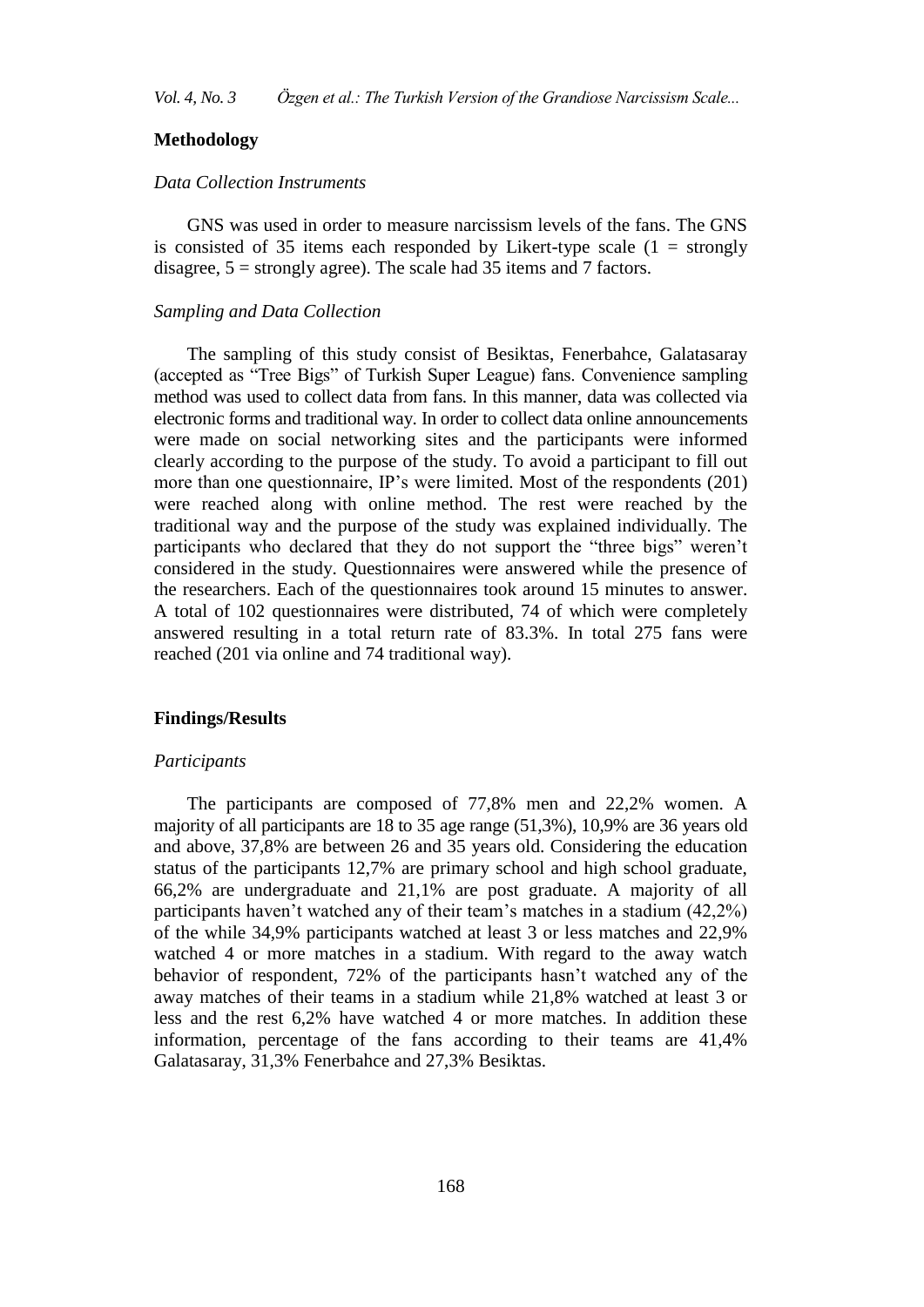## Methodology

### *Data Collection Instruments*

GNS was used in order to measure narcissism levels of the fans. The GNS is consisted of 35 items each responded by Likert-type scale (1 = strongly disagree, 5 = strongly agree). The scale had 35 items and 7 factors.

### *Sampling and Data Collection*

The sampling of this study consist of Besiktas, Fenerbahce, Galatasaray (accepted as "Tree Bigs" of Turkish Super League) fans. Convenience sampling method was used to collect data from fans. In this manner, data was collected via electronic forms and traditional way. In order to collect data online announcements were made on social networking sites and the participants were informed clearly according to the purpose of the study. To avoid a participant to fill out more than one questionnaire, IP's were limited. Most of the respondents (201) were reached along with online method. The rest were reached by the traditional way and the purpose of the study was explained individually. The participants who declared that they do not support the "three bigs" weren't considered in the study. Questionnaires were answered while the presence of the researchers. Each of the questionnaires took around 15 minutes to answer. A total of 102 questionnaires were distributed, 74 of which were completely answered resulting in a total return rate of 83.3%. In total 275 fans were reached (201 via online and 74 traditional way).

## Findings/Results

### *Participants*

The participants are composed of 77,8% men and 22,2% women. A majority of all participants are 18 to 35 age range (51,3%), 10,9% are 36 years old and above, 37,8% are between 26 and 35 years old. Considering the education status of the participants 12,7% are primary school and high school graduate, 66,2% are undergraduate and 21,1% are post graduate. A majority of all participants haven't watched any of their team's matches in a stadium (42,2%) of the while 34,9% participants watched at least 3 or less matches and 22,9% watched 4 or more matches in a stadium. With regard to the away watch behavior of respondent, 72% of the participants hasn't watched any of the away matches of their teams in a stadium while 21,8% watched at least 3 or less and the rest 6,2% have watched 4 or more matches. In addition these information, percentage of the fans according to their teams are 41,4% Galatasaray, 31,3% Fenerbahce and 27,3% Besiktas.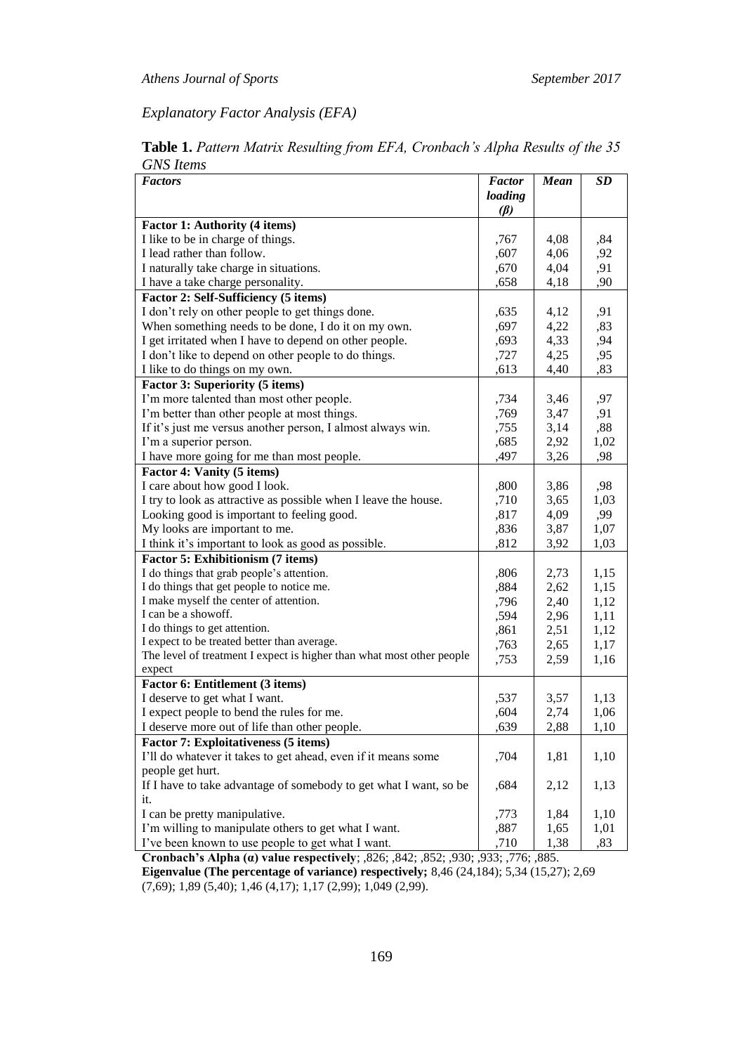*Explanatory Factor Analysis (EFA)*

**Table 1.** *Pattern Matrix Resulting from EFA, Cronbach's Alpha Results of the 35 GNS Items*

| *Factors* | *Factor loading (β)* | *Mean* | *SD* |
|---|---|---|---|
| **Factor 1: Authority (4 items)** | | | |
| I like to be in charge of things. | ,767 | 4,08 | ,84 |
| I lead rather than follow. | ,607 | 4,06 | ,92 |
| I naturally take charge in situations. | ,670 | 4,04 | ,91 |
| I have a take charge personality. | ,658 | 4,18 | ,90 |
| **Factor 2: Self-Sufficiency (5 items)** | | | |
| I don't rely on other people to get things done. | ,635 | 4,12 | ,91 |
| When something needs to be done, I do it on my own. | ,697 | 4,22 | ,83 |
| I get irritated when I have to depend on other people. | ,693 | 4,33 | ,94 |
| I don't like to depend on other people to do things. | ,727 | 4,25 | ,95 |
| I like to do things on my own. | ,613 | 4,40 | ,83 |
| **Factor 3: Superiority (5 items)** | | | |
| I'm more talented than most other people. | ,734 | 3,46 | ,97 |
| I'm better than other people at most things. | ,769 | 3,47 | ,91 |
| If it's just me versus another person, I almost always win. | ,755 | 3,14 | ,88 |
| I'm a superior person. | ,685 | 2,92 | 1,02 |
| I have more going for me than most people. | ,497 | 3,26 | ,98 |
| **Factor 4: Vanity (5 items)** | | | |
| I care about how good I look. | ,800 | 3,86 | ,98 |
| I try to look as attractive as possible when I leave the house. | ,710 | 3,65 | 1,03 |
| Looking good is important to feeling good. | ,817 | 4,09 | ,99 |
| My looks are important to me. | ,836 | 3,87 | 1,07 |
| I think it's important to look as good as possible. | ,812 | 3,92 | 1,03 |
| **Factor 5: Exhibitionism (7 items)** | | | |
| I do things that grab people's attention. | ,806 | 2,73 | 1,15 |
| I do things that get people to notice me. | ,884 | 2,62 | 1,15 |
| I make myself the center of attention. | ,796 | 2,40 | 1,12 |
| I can be a showoff. | ,594 | 2,96 | 1,11 |
| I do things to get attention. | ,861 | 2,51 | 1,12 |
| I expect to be treated better than average. | ,763 | 2,65 | 1,17 |
| The level of treatment I expect is higher than what most other people expect | ,753 | 2,59 | 1,16 |
| **Factor 6: Entitlement (3 items)** | | | |
| I deserve to get what I want. | ,537 | 3,57 | 1,13 |
| I expect people to bend the rules for me. | ,604 | 2,74 | 1,06 |
| I deserve more out of life than other people. | ,639 | 2,88 | 1,10 |
| **Factor 7: Exploitativeness (5 items)** | | | |
| I'll do whatever it takes to get ahead, even if it means some people get hurt. | ,704 | 1,81 | 1,10 |
| If I have to take advantage of somebody to get what I want, so be it. | ,684 | 2,12 | 1,13 |
| I can be pretty manipulative. | ,773 | 1,84 | 1,10 |
| I'm willing to manipulate others to get what I want. | ,887 | 1,65 | 1,01 |
| I've been known to use people to get what I want. | ,710 | 1,38 | ,83 |

**Cronbach's Alpha (α) value respectively**; ,826; ,842; ,852; ,930; ,933; ,776; ,885.
**Eigenvalue (The percentage of variance) respectively;** 8,46 (24,184); 5,34 (15,27); 2,69 (7,69); 1,89 (5,40); 1,46 (4,17); 1,17 (2,99); 1,049 (2,99).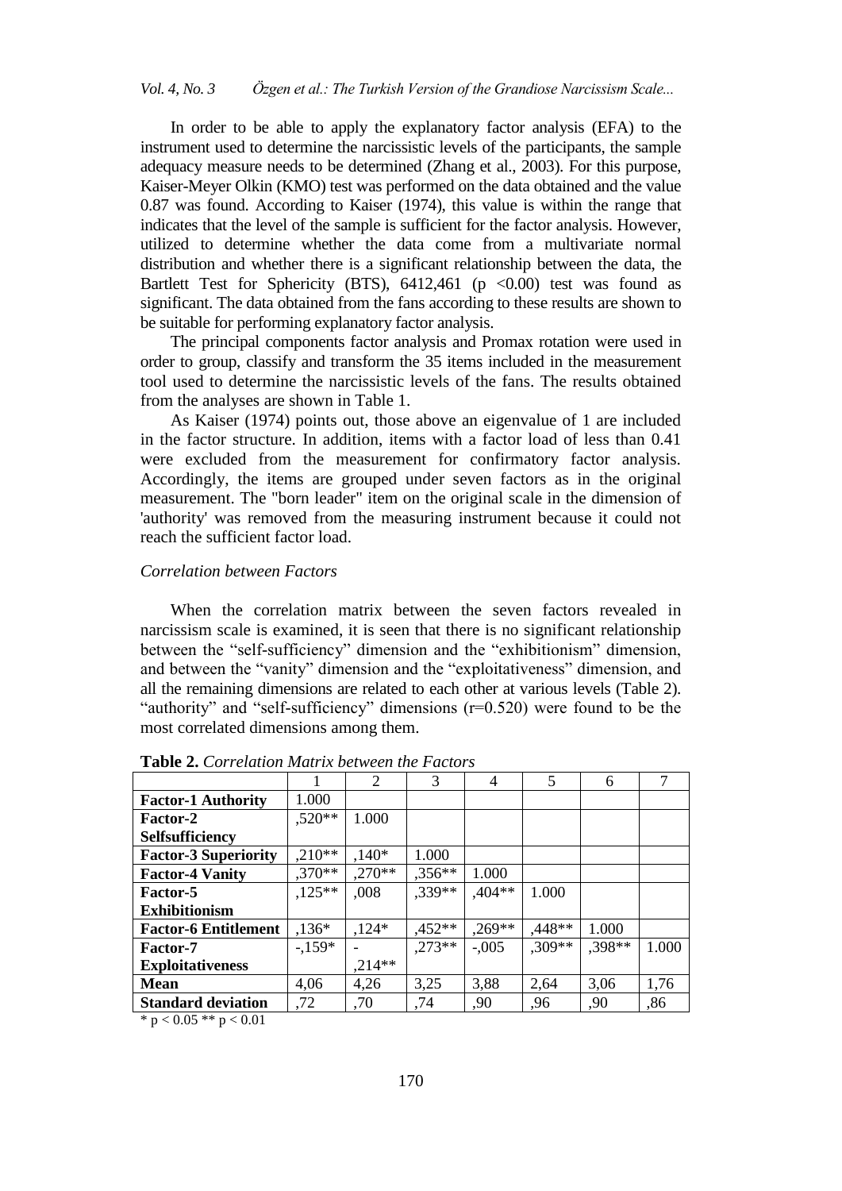In order to be able to apply the explanatory factor analysis (EFA) to the instrument used to determine the narcissistic levels of the participants, the sample adequacy measure needs to be determined (Zhang et al., 2003). For this purpose, Kaiser-Meyer Olkin (KMO) test was performed on the data obtained and the value 0.87 was found. According to Kaiser (1974), this value is within the range that indicates that the level of the sample is sufficient for the factor analysis. However, utilized to determine whether the data come from a multivariate normal distribution and whether there is a significant relationship between the data, the Bartlett Test for Sphericity (BTS), 6412,461 ($p < 0.00$) test was found as significant. The data obtained from the fans according to these results are shown to be suitable for performing explanatory factor analysis.

The principal components factor analysis and Promax rotation were used in order to group, classify and transform the 35 items included in the measurement tool used to determine the narcissistic levels of the fans. The results obtained from the analyses are shown in Table 1.

As Kaiser (1974) points out, those above an eigenvalue of 1 are included in the factor structure. In addition, items with a factor load of less than 0.41 were excluded from the measurement for confirmatory factor analysis. Accordingly, the items are grouped under seven factors as in the original measurement. The "born leader" item on the original scale in the dimension of 'authority' was removed from the measuring instrument because it could not reach the sufficient factor load.

*Correlation between Factors*

When the correlation matrix between the seven factors revealed in narcissism scale is examined, it is seen that there is no significant relationship between the "self-sufficiency" dimension and the "exhibitionism" dimension, and between the "vanity" dimension and the "exploitativeness" dimension, and all the remaining dimensions are related to each other at various levels (Table 2). "authority" and "self-sufficiency" dimensions (r=0.520) were found to be the most correlated dimensions among them.

**Table 2.** *Correlation Matrix between the Factors*

| | 1 | 2 | 3 | 4 | 5 | 6 | 7 |
|---|---|---|---|---|---|---|---|
| **Factor-1 Authority** | 1.000 | | | | | | |
| **Factor-2 Selfsufficiency** | ,520** | 1.000 | | | | | |
| **Factor-3 Superiority** | ,210** | ,140* | 1.000 | | | | |
| **Factor-4 Vanity** | ,370** | ,270** | ,356** | 1.000 | | | |
| **Factor-5 Exhibitionism** | ,125** | ,008 | ,339** | ,404** | 1.000 | | |
| **Factor-6 Entitlement** | ,136* | ,124* | ,452** | ,269** | ,448** | 1.000 | |
| **Factor-7 Exploitativeness** | -,159* | -,214** | ,273** | -,005 | ,309** | ,398** | 1.000 |
| **Mean** | 4,06 | 4,26 | 3,25 | 3,88 | 2,64 | 3,06 | 1,76 |
| **Standard deviation** | ,72 | ,70 | ,74 | ,90 | ,96 | ,90 | ,86 |

* $p < 0.05$ ** $p < 0.01$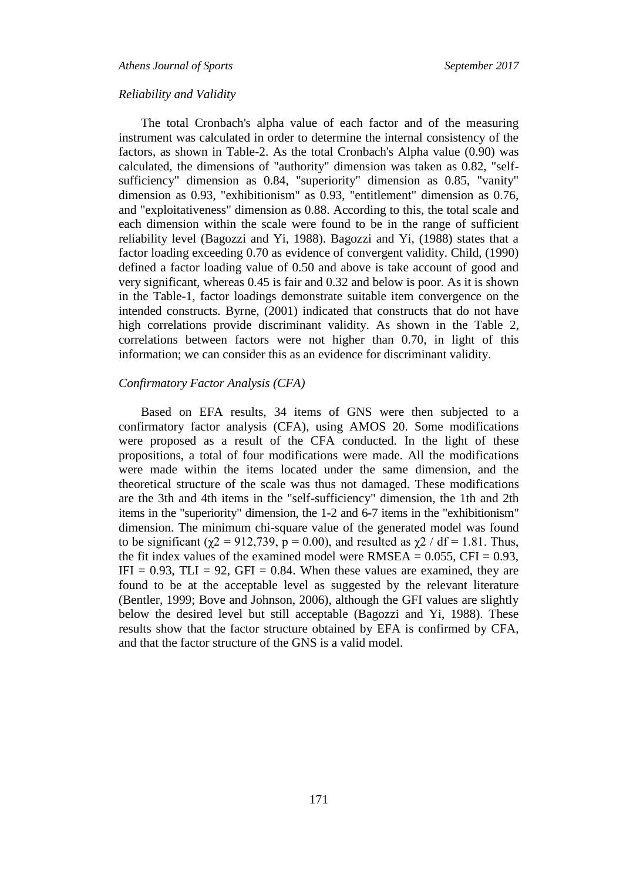*Reliability and Validity*

The total Cronbach's alpha value of each factor and of the measuring instrument was calculated in order to determine the internal consistency of the factors, as shown in Table-2. As the total Cronbach's Alpha value (0.90) was calculated, the dimensions of "authority" dimension was taken as 0.82, "self-sufficiency" dimension as 0.84, "superiority" dimension as 0.85, "vanity" dimension as 0.93, "exhibitionism" as 0.93, "entitlement" dimension as 0.76, and "exploitativeness" dimension as 0.88. According to this, the total scale and each dimension within the scale were found to be in the range of sufficient reliability level (Bagozzi and Yi, 1988). Bagozzi and Yi, (1988) states that a factor loading exceeding 0.70 as evidence of convergent validity. Child, (1990) defined a factor loading value of 0.50 and above is take account of good and very significant, whereas 0.45 is fair and 0.32 and below is poor. As it is shown in the Table-1, factor loadings demonstrate suitable item convergence on the intended constructs. Byrne, (2001) indicated that constructs that do not have high correlations provide discriminant validity. As shown in the Table 2, correlations between factors were not higher than 0.70, in light of this information; we can consider this as an evidence for discriminant validity.

*Confirmatory Factor Analysis (CFA)*

Based on EFA results, 34 items of GNS were then subjected to a confirmatory factor analysis (CFA), using AMOS 20. Some modifications were proposed as a result of the CFA conducted. In the light of these propositions, a total of four modifications were made. All the modifications were made within the items located under the same dimension, and the theoretical structure of the scale was thus not damaged. These modifications are the 3th and 4th items in the "self-sufficiency" dimension, the 1th and 2th items in the "superiority" dimension, the 1-2 and 6-7 items in the "exhibitionism" dimension. The minimum chi-square value of the generated model was found to be significant ($\chi2 = 912,739$, $p = 0.00$), and resulted as $\chi2 / df = 1.81$. Thus, the fit index values of the examined model were RMSEA = 0.055, CFI = 0.93, IFI = 0.93, TLI = 92, GFI = 0.84. When these values are examined, they are found to be at the acceptable level as suggested by the relevant literature (Bentler, 1999; Bove and Johnson, 2006), although the GFI values are slightly below the desired level but still acceptable (Bagozzi and Yi, 1988). These results show that the factor structure obtained by EFA is confirmed by CFA, and that the factor structure of the GNS is a valid model.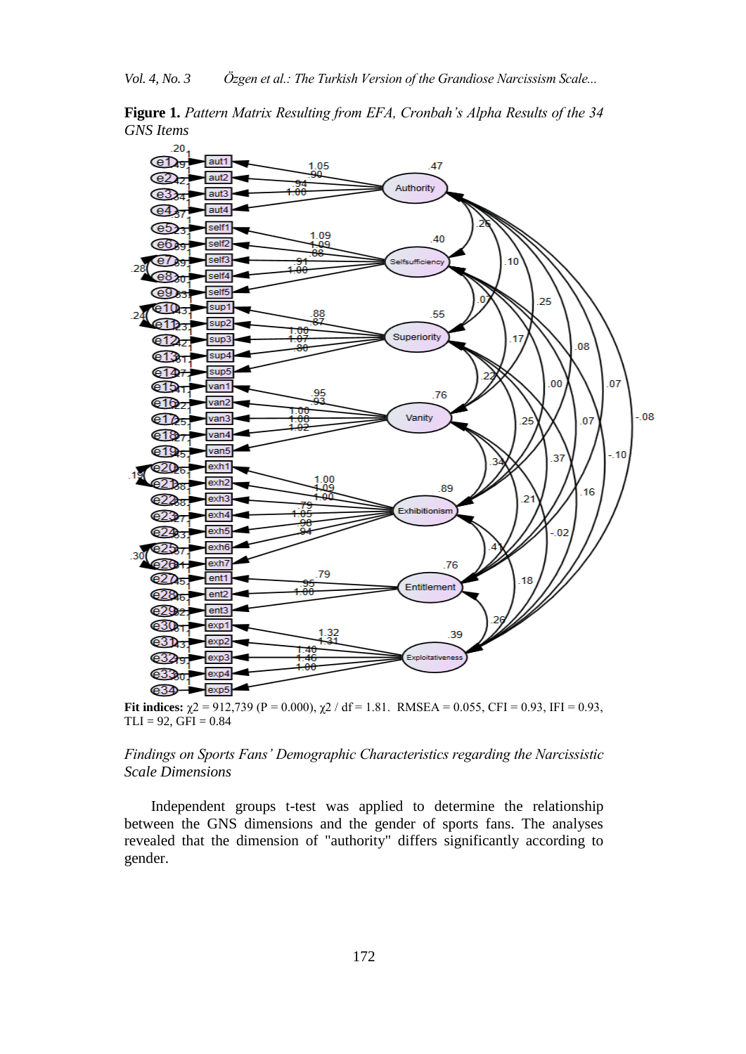**Figure 1.** *Pattern Matrix Resulting from EFA, Cronbah's Alpha Results of the 34 GNS Items*

**Fit indices:** $\chi2$ = 912,739 (P = 0.000), $\chi2$ / df = 1.81. RMSEA = 0.055, CFI = 0.93, IFI = 0.93, TLI = 92, GFI = 0.84

*Findings on Sports Fans' Demographic Characteristics regarding the Narcissistic Scale Dimensions*

Independent groups t-test was applied to determine the relationship between the GNS dimensions and the gender of sports fans. The analyses revealed that the dimension of "authority" differs significantly according to gender.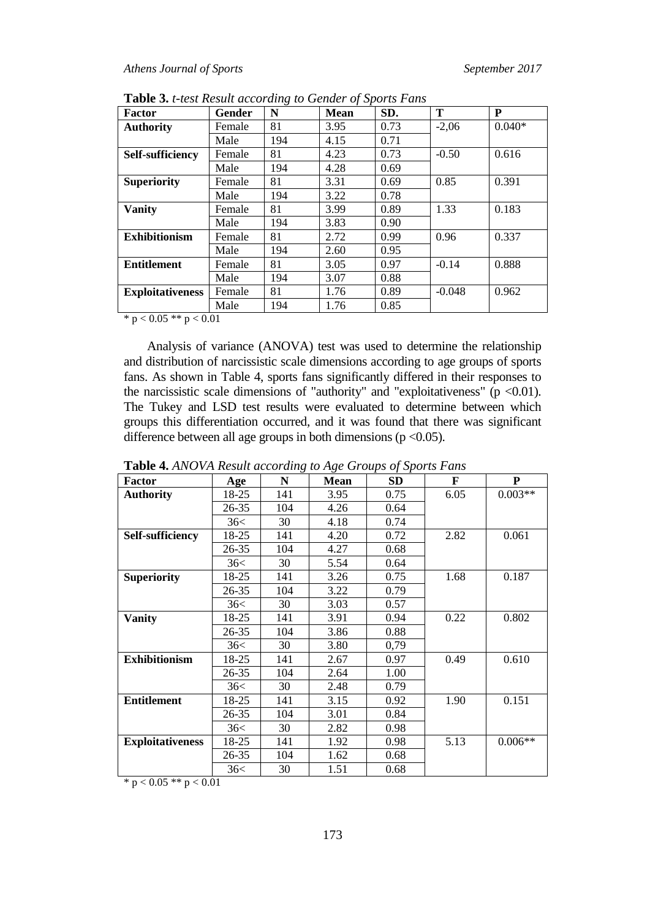**Table 3.** *t-test Result according to Gender of Sports Fans*

| Factor | Gender | N | Mean | SD. | T | P |
|---|---|---|---|---|---|---|
| **Authority** | Female | 81 | 3.95 | 0.73 | -2,06 | 0.040* |
| | Male | 194 | 4.15 | 0.71 | | |
| **Self-sufficiency** | Female | 81 | 4.23 | 0.73 | -0.50 | 0.616 |
| | Male | 194 | 4.28 | 0.69 | | |
| **Superiority** | Female | 81 | 3.31 | 0.69 | 0.85 | 0.391 |
| | Male | 194 | 3.22 | 0.78 | | |
| **Vanity** | Female | 81 | 3.99 | 0.89 | 1.33 | 0.183 |
| | Male | 194 | 3.83 | 0.90 | | |
| **Exhibitionism** | Female | 81 | 2.72 | 0.99 | 0.96 | 0.337 |
| | Male | 194 | 2.60 | 0.95 | | |
| **Entitlement** | Female | 81 | 3.05 | 0.97 | -0.14 | 0.888 |
| | Male | 194 | 3.07 | 0.88 | | |
| **Exploitativeness** | Female | 81 | 1.76 | 0.89 | -0.048 | 0.962 |
| | Male | 194 | 1.76 | 0.85 | | |

\* $p < 0.05$ ** $p < 0.01$

Analysis of variance (ANOVA) test was used to determine the relationship and distribution of narcissistic scale dimensions according to age groups of sports fans. As shown in Table 4, sports fans significantly differed in their responses to the narcissistic scale dimensions of "authority" and "exploitativeness" ($p < 0.01$). The Tukey and LSD test results were evaluated to determine between which groups this differentiation occurred, and it was found that there was significant difference between all age groups in both dimensions ($p < 0.05$).

**Table 4.** *ANOVA Result according to Age Groups of Sports Fans*

| Factor | Age | N | Mean | SD | F | P |
|---|---|---|---|---|---|---|
| **Authority** | 18-25 | 141 | 3.95 | 0.75 | 6.05 | 0.003** |
| | 26-35 | 104 | 4.26 | 0.64 | | |
| | 36< | 30 | 4.18 | 0.74 | | |
| **Self-sufficiency** | 18-25 | 141 | 4.20 | 0.72 | 2.82 | 0.061 |
| | 26-35 | 104 | 4.27 | 0.68 | | |
| | 36< | 30 | 5.54 | 0.64 | | |
| **Superiority** | 18-25 | 141 | 3.26 | 0.75 | 1.68 | 0.187 |
| | 26-35 | 104 | 3.22 | 0.79 | | |
| | 36< | 30 | 3.03 | 0.57 | | |
| **Vanity** | 18-25 | 141 | 3.91 | 0.94 | 0.22 | 0.802 |
| | 26-35 | 104 | 3.86 | 0.88 | | |
| | 36< | 30 | 3.80 | 0,79 | | |
| **Exhibitionism** | 18-25 | 141 | 2.67 | 0.97 | 0.49 | 0.610 |
| | 26-35 | 104 | 2.64 | 1.00 | | |
| | 36< | 30 | 2.48 | 0.79 | | |
| **Entitlement** | 18-25 | 141 | 3.15 | 0.92 | 1.90 | 0.151 |
| | 26-35 | 104 | 3.01 | 0.84 | | |
| | 36< | 30 | 2.82 | 0.98 | | |
| **Exploitativeness** | 18-25 | 141 | 1.92 | 0.98 | 5.13 | 0.006** |
| | 26-35 | 104 | 1.62 | 0.68 | | |
| | 36< | 30 | 1.51 | 0.68 | | |

\* $p < 0.05$ ** $p < 0.01$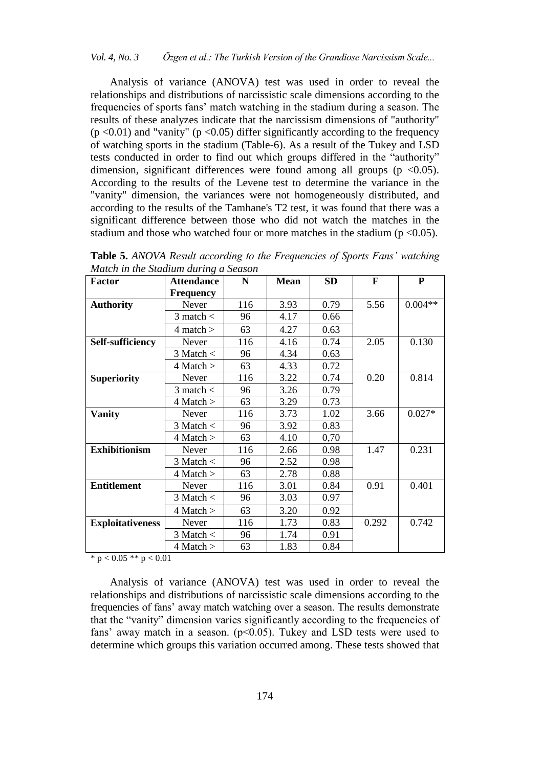Analysis of variance (ANOVA) test was used in order to reveal the relationships and distributions of narcissistic scale dimensions according to the frequencies of sports fans' match watching in the stadium during a season. The results of these analyzes indicate that the narcissism dimensions of "authority" ($p < 0.01$) and "vanity" ($p < 0.05$) differ significantly according to the frequency of watching sports in the stadium (Table-6). As a result of the Tukey and LSD tests conducted in order to find out which groups differed in the "authority" dimension, significant differences were found among all groups ($p < 0.05$). According to the results of the Levene test to determine the variance in the "vanity" dimension, the variances were not homogeneously distributed, and according to the results of the Tamhane's T2 test, it was found that there was a significant difference between those who did not watch the matches in the stadium and those who watched four or more matches in the stadium ($p < 0.05$).

**Table 5.** *ANOVA Result according to the Frequencies of Sports Fans' watching Match in the Stadium during a Season*

| Factor | Attendance Frequency | N | Mean | SD | F | P |
|---|---|---|---|---|---|---|
| **Authority** | Never | 116 | 3.93 | 0.79 | 5.56 | 0.004** |
| | 3 match < | 96 | 4.17 | 0.66 | | |
| | 4 match > | 63 | 4.27 | 0.63 | | |
| **Self-sufficiency** | Never | 116 | 4.16 | 0.74 | 2.05 | 0.130 |
| | 3 Match < | 96 | 4.34 | 0.63 | | |
| | 4 Match > | 63 | 4.33 | 0.72 | | |
| **Superiority** | Never | 116 | 3.22 | 0.74 | 0.20 | 0.814 |
| | 3 match < | 96 | 3.26 | 0.79 | | |
| | 4 Match > | 63 | 3.29 | 0.73 | | |
| **Vanity** | Never | 116 | 3.73 | 1.02 | 3.66 | 0.027* |
| | 3 Match < | 96 | 3.92 | 0.83 | | |
| | 4 Match > | 63 | 4.10 | 0,70 | | |
| **Exhibitionism** | Never | 116 | 2.66 | 0.98 | 1.47 | 0.231 |
| | 3 Match < | 96 | 2.52 | 0.98 | | |
| | 4 Match > | 63 | 2.78 | 0.88 | | |
| **Entitlement** | Never | 116 | 3.01 | 0.84 | 0.91 | 0.401 |
| | 3 Match < | 96 | 3.03 | 0.97 | | |
| | 4 Match > | 63 | 3.20 | 0.92 | | |
| **Exploitativeness** | Never | 116 | 1.73 | 0.83 | 0.292 | 0.742 |
| | 3 Match < | 96 | 1.74 | 0.91 | | |
| | 4 Match > | 63 | 1.83 | 0.84 | | |

\* $p < 0.05$ ** $p < 0.01$

Analysis of variance (ANOVA) test was used in order to reveal the relationships and distributions of narcissistic scale dimensions according to the frequencies of fans' away match watching over a season. The results demonstrate that the "vanity" dimension varies significantly according to the frequencies of fans' away match in a season. ($p<0.05$). Tukey and LSD tests were used to determine which groups this variation occurred among. These tests showed that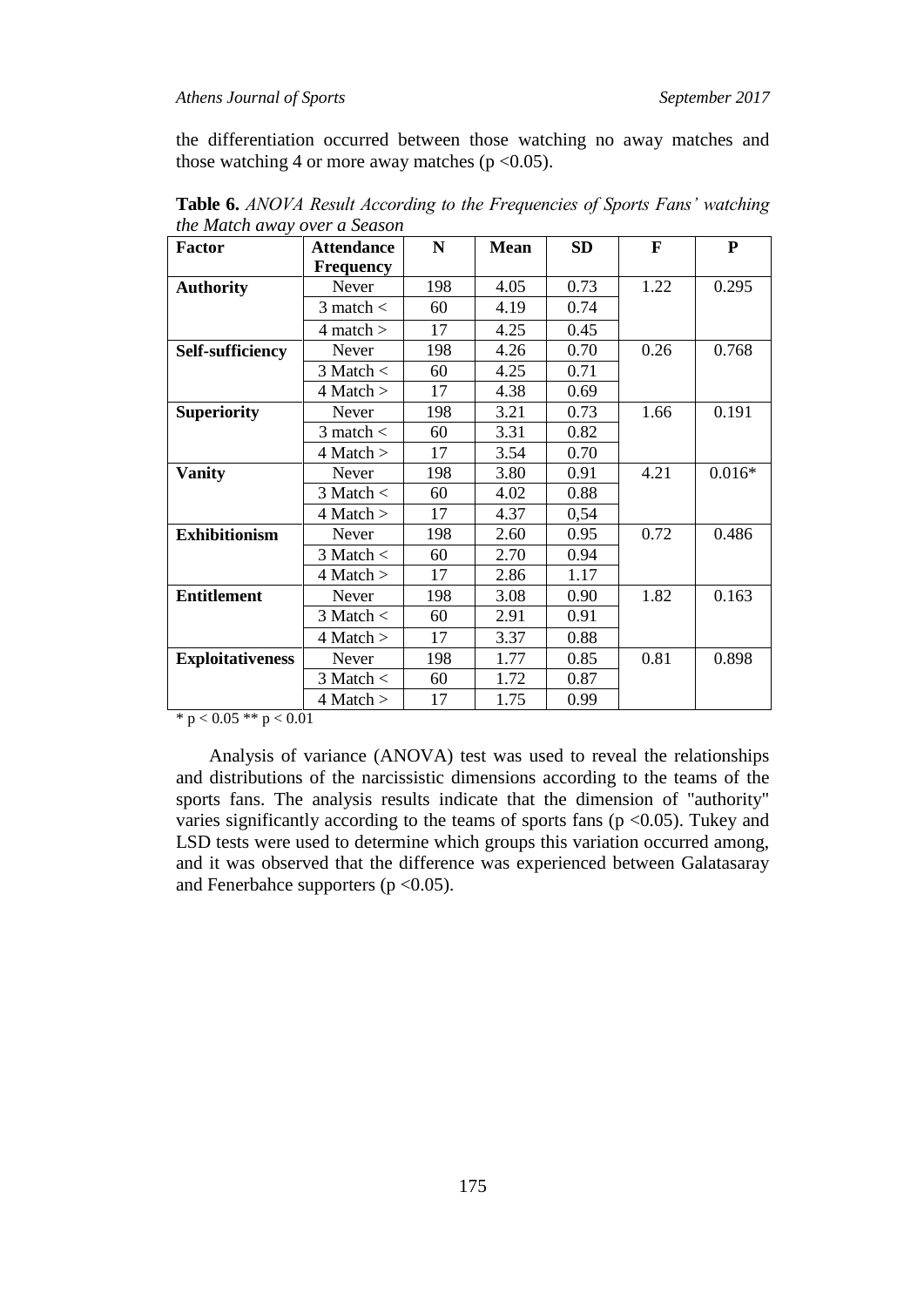the differentiation occurred between those watching no away matches and those watching 4 or more away matches ($p < 0.05$).

**Table 6.** *ANOVA Result According to the Frequencies of Sports Fans' watching the Match away over a Season*

| Factor | Attendance Frequency | N | Mean | SD | F | P |
|---|---|---|---|---|---|---|
| **Authority** | Never | 198 | 4.05 | 0.73 | 1.22 | 0.295 |
| | 3 match < | 60 | 4.19 | 0.74 | | |
| | 4 match > | 17 | 4.25 | 0.45 | | |
| **Self-sufficiency** | Never | 198 | 4.26 | 0.70 | 0.26 | 0.768 |
| | 3 Match < | 60 | 4.25 | 0.71 | | |
| | 4 Match > | 17 | 4.38 | 0.69 | | |
| **Superiority** | Never | 198 | 3.21 | 0.73 | 1.66 | 0.191 |
| | 3 match < | 60 | 3.31 | 0.82 | | |
| | 4 Match > | 17 | 3.54 | 0.70 | | |
| **Vanity** | Never | 198 | 3.80 | 0.91 | 4.21 | 0.016* |
| | 3 Match < | 60 | 4.02 | 0.88 | | |
| | 4 Match > | 17 | 4.37 | 0,54 | | |
| **Exhibitionism** | Never | 198 | 2.60 | 0.95 | 0.72 | 0.486 |
| | 3 Match < | 60 | 2.70 | 0.94 | | |
| | 4 Match > | 17 | 2.86 | 1.17 | | |
| **Entitlement** | Never | 198 | 3.08 | 0.90 | 1.82 | 0.163 |
| | 3 Match < | 60 | 2.91 | 0.91 | | |
| | 4 Match > | 17 | 3.37 | 0.88 | | |
| **Exploitativeness** | Never | 198 | 1.77 | 0.85 | 0.81 | 0.898 |
| | 3 Match < | 60 | 1.72 | 0.87 | | |
| | 4 Match > | 17 | 1.75 | 0.99 | | |

* $p < 0.05$ ** $p < 0.01$

Analysis of variance (ANOVA) test was used to reveal the relationships and distributions of the narcissistic dimensions according to the teams of the sports fans. The analysis results indicate that the dimension of "authority" varies significantly according to the teams of sports fans ($p < 0.05$). Tukey and LSD tests were used to determine which groups this variation occurred among, and it was observed that the difference was experienced between Galatasaray and Fenerbahce supporters ($p < 0.05$).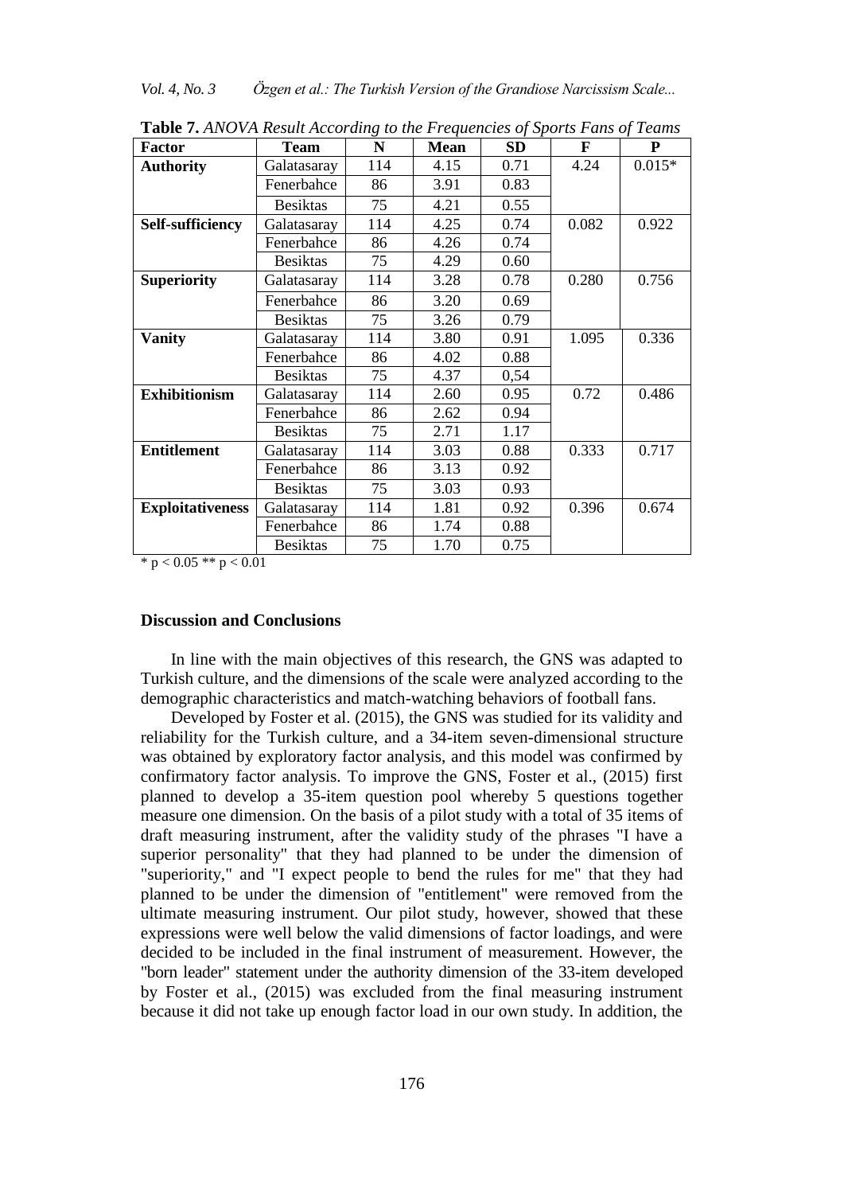**Table 7.** *ANOVA Result According to the Frequencies of Sports Fans of Teams*

| Factor | Team | N | Mean | SD | F | P |
|---|---|---|---|---|---|---|
| **Authority** | Galatasaray | 114 | 4.15 | 0.71 | 4.24 | 0.015* |
| | Fenerbahce | 86 | 3.91 | 0.83 | | |
| | Besiktas | 75 | 4.21 | 0.55 | | |
| **Self-sufficiency** | Galatasaray | 114 | 4.25 | 0.74 | 0.082 | 0.922 |
| | Fenerbahce | 86 | 4.26 | 0.74 | | |
| | Besiktas | 75 | 4.29 | 0.60 | | |
| **Superiority** | Galatasaray | 114 | 3.28 | 0.78 | 0.280 | 0.756 |
| | Fenerbahce | 86 | 3.20 | 0.69 | | |
| | Besiktas | 75 | 3.26 | 0.79 | | |
| **Vanity** | Galatasaray | 114 | 3.80 | 0.91 | 1.095 | 0.336 |
| | Fenerbahce | 86 | 4.02 | 0.88 | | |
| | Besiktas | 75 | 4.37 | 0,54 | | |
| **Exhibitionism** | Galatasaray | 114 | 2.60 | 0.95 | 0.72 | 0.486 |
| | Fenerbahce | 86 | 2.62 | 0.94 | | |
| | Besiktas | 75 | 2.71 | 1.17 | | |
| **Entitlement** | Galatasaray | 114 | 3.03 | 0.88 | 0.333 | 0.717 |
| | Fenerbahce | 86 | 3.13 | 0.92 | | |
| | Besiktas | 75 | 3.03 | 0.93 | | |
| **Exploitativeness** | Galatasaray | 114 | 1.81 | 0.92 | 0.396 | 0.674 |
| | Fenerbahce | 86 | 1.74 | 0.88 | | |
| | Besiktas | 75 | 1.70 | 0.75 | | |

* $p < 0.05$ ** $p < 0.01$

## Discussion and Conclusions

In line with the main objectives of this research, the GNS was adapted to Turkish culture, and the dimensions of the scale were analyzed according to the demographic characteristics and match-watching behaviors of football fans.

Developed by Foster et al. (2015), the GNS was studied for its validity and reliability for the Turkish culture, and a 34-item seven-dimensional structure was obtained by exploratory factor analysis, and this model was confirmed by confirmatory factor analysis. To improve the GNS, Foster et al., (2015) first planned to develop a 35-item question pool whereby 5 questions together measure one dimension. On the basis of a pilot study with a total of 35 items of draft measuring instrument, after the validity study of the phrases "I have a superior personality" that they had planned to be under the dimension of "superiority," and "I expect people to bend the rules for me" that they had planned to be under the dimension of "entitlement" were removed from the ultimate measuring instrument. Our pilot study, however, showed that these expressions were well below the valid dimensions of factor loadings, and were decided to be included in the final instrument of measurement. However, the "born leader" statement under the authority dimension of the 33-item developed by Foster et al., (2015) was excluded from the final measuring instrument because it did not take up enough factor load in our own study. In addition, the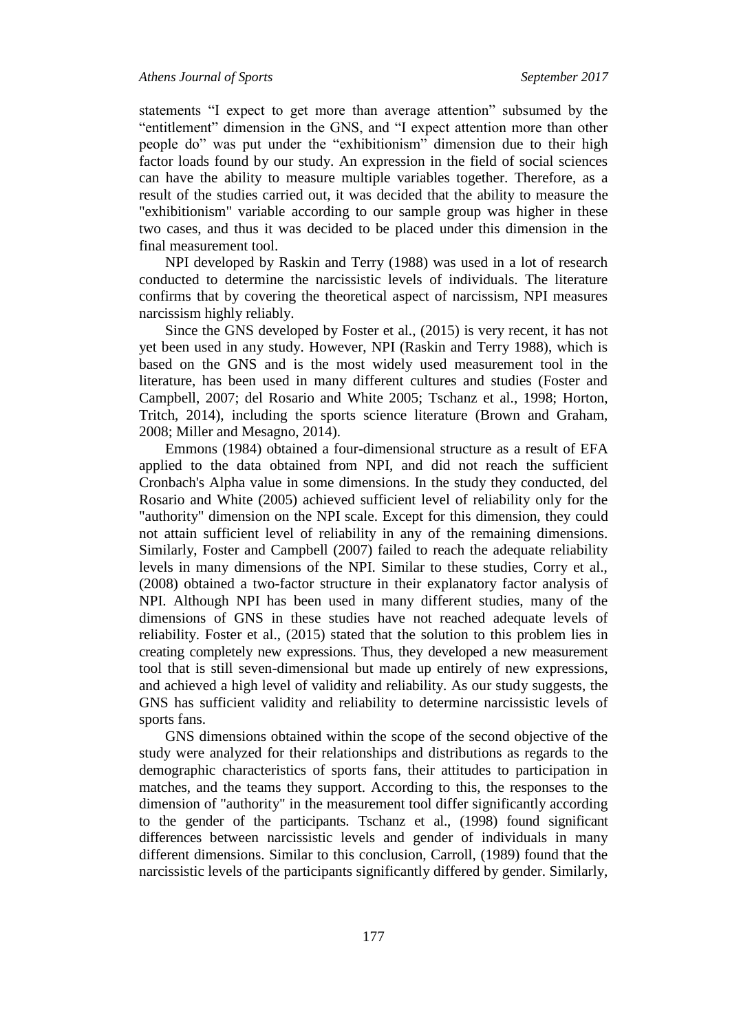statements “I expect to get more than average attention” subsumed by the “entitlement” dimension in the GNS, and “I expect attention more than other people do” was put under the “exhibitionism” dimension due to their high factor loads found by our study. An expression in the field of social sciences can have the ability to measure multiple variables together. Therefore, as a result of the studies carried out, it was decided that the ability to measure the "exhibitionism" variable according to our sample group was higher in these two cases, and thus it was decided to be placed under this dimension in the final measurement tool.

NPI developed by Raskin and Terry (1988) was used in a lot of research conducted to determine the narcissistic levels of individuals. The literature confirms that by covering the theoretical aspect of narcissism, NPI measures narcissism highly reliably.

Since the GNS developed by Foster et al., (2015) is very recent, it has not yet been used in any study. However, NPI (Raskin and Terry 1988), which is based on the GNS and is the most widely used measurement tool in the literature, has been used in many different cultures and studies (Foster and Campbell, 2007; del Rosario and White 2005; Tschanz et al., 1998; Horton, Tritch, 2014), including the sports science literature (Brown and Graham, 2008; Miller and Mesagno, 2014).

Emmons (1984) obtained a four-dimensional structure as a result of EFA applied to the data obtained from NPI, and did not reach the sufficient Cronbach's Alpha value in some dimensions. In the study they conducted, del Rosario and White (2005) achieved sufficient level of reliability only for the "authority" dimension on the NPI scale. Except for this dimension, they could not attain sufficient level of reliability in any of the remaining dimensions. Similarly, Foster and Campbell (2007) failed to reach the adequate reliability levels in many dimensions of the NPI. Similar to these studies, Corry et al., (2008) obtained a two-factor structure in their explanatory factor analysis of NPI. Although NPI has been used in many different studies, many of the dimensions of GNS in these studies have not reached adequate levels of reliability. Foster et al., (2015) stated that the solution to this problem lies in creating completely new expressions. Thus, they developed a new measurement tool that is still seven-dimensional but made up entirely of new expressions, and achieved a high level of validity and reliability. As our study suggests, the GNS has sufficient validity and reliability to determine narcissistic levels of sports fans.

GNS dimensions obtained within the scope of the second objective of the study were analyzed for their relationships and distributions as regards to the demographic characteristics of sports fans, their attitudes to participation in matches, and the teams they support. According to this, the responses to the dimension of "authority" in the measurement tool differ significantly according to the gender of the participants. Tschanz et al., (1998) found significant differences between narcissistic levels and gender of individuals in many different dimensions. Similar to this conclusion, Carroll, (1989) found that the narcissistic levels of the participants significantly differed by gender. Similarly,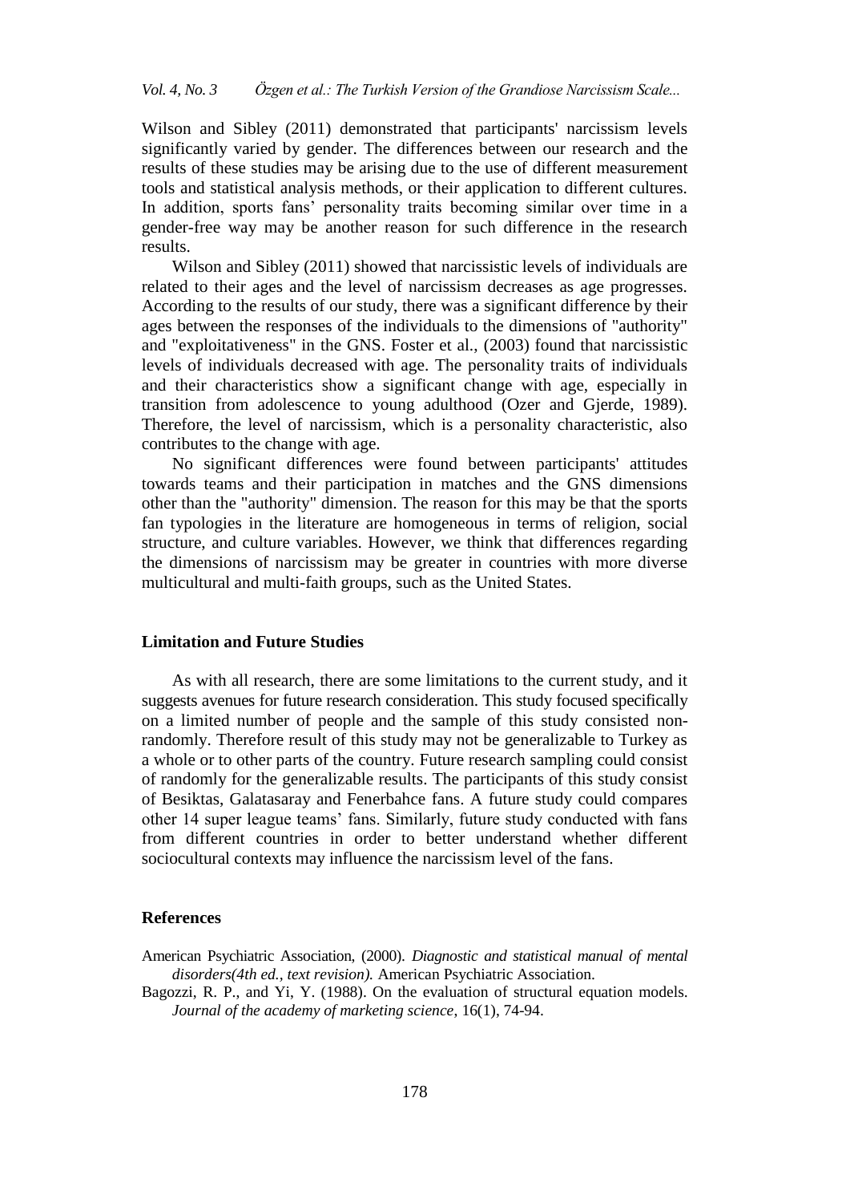Wilson and Sibley (2011) demonstrated that participants' narcissism levels significantly varied by gender. The differences between our research and the results of these studies may be arising due to the use of different measurement tools and statistical analysis methods, or their application to different cultures. In addition, sports fans' personality traits becoming similar over time in a gender-free way may be another reason for such difference in the research results.

Wilson and Sibley (2011) showed that narcissistic levels of individuals are related to their ages and the level of narcissism decreases as age progresses. According to the results of our study, there was a significant difference by their ages between the responses of the individuals to the dimensions of "authority" and "exploitativeness" in the GNS. Foster et al., (2003) found that narcissistic levels of individuals decreased with age. The personality traits of individuals and their characteristics show a significant change with age, especially in transition from adolescence to young adulthood (Ozer and Gjerde, 1989). Therefore, the level of narcissism, which is a personality characteristic, also contributes to the change with age.

No significant differences were found between participants' attitudes towards teams and their participation in matches and the GNS dimensions other than the "authority" dimension. The reason for this may be that the sports fan typologies in the literature are homogeneous in terms of religion, social structure, and culture variables. However, we think that differences regarding the dimensions of narcissism may be greater in countries with more diverse multicultural and multi-faith groups, such as the United States.

## Limitation and Future Studies

As with all research, there are some limitations to the current study, and it suggests avenues for future research consideration. This study focused specifically on a limited number of people and the sample of this study consisted non-randomly. Therefore result of this study may not be generalizable to Turkey as a whole or to other parts of the country. Future research sampling could consist of randomly for the generalizable results. The participants of this study consist of Besiktas, Galatasaray and Fenerbahce fans. A future study could compares other 14 super league teams' fans. Similarly, future study conducted with fans from different countries in order to better understand whether different sociocultural contexts may influence the narcissism level of the fans.

## References

American Psychiatric Association, (2000). *Diagnostic and statistical manual of mental disorders(4th ed., text revision).* American Psychiatric Association.

Bagozzi, R. P., and Yi, Y. (1988). On the evaluation of structural equation models. *Journal of the academy of marketing science*, 16(1), 74-94.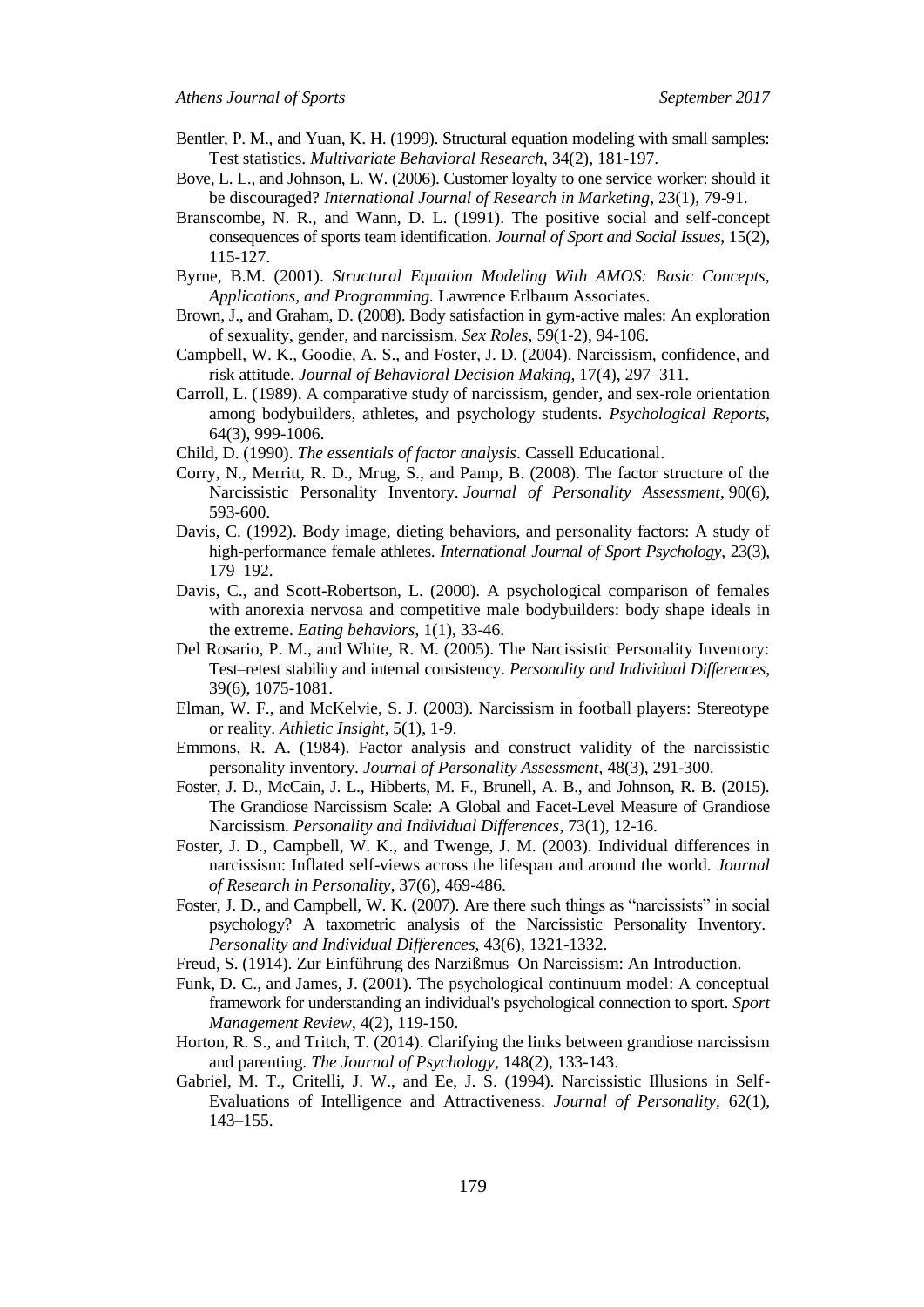Bentler, P. M., and Yuan, K. H. (1999). Structural equation modeling with small samples: Test statistics. *Multivariate Behavioral Research*, 34(2), 181-197.

Bove, L. L., and Johnson, L. W. (2006). Customer loyalty to one service worker: should it be discouraged? *International Journal of Research in Marketing*, 23(1), 79-91.

Branscombe, N. R., and Wann, D. L. (1991). The positive social and self-concept consequences of sports team identification. *Journal of Sport and Social Issues*, 15(2), 115-127.

Byrne, B.M. (2001). *Structural Equation Modeling With AMOS: Basic Concepts, Applications, and Programming.* Lawrence Erlbaum Associates.

Brown, J., and Graham, D. (2008). Body satisfaction in gym-active males: An exploration of sexuality, gender, and narcissism. *Sex Roles*, 59(1-2), 94-106.

Campbell, W. K., Goodie, A. S., and Foster, J. D. (2004). Narcissism, confidence, and risk attitude. *Journal of Behavioral Decision Making*, 17(4), 297–311.

Carroll, L. (1989). A comparative study of narcissism, gender, and sex-role orientation among bodybuilders, athletes, and psychology students. *Psychological Reports*, 64(3), 999-1006.

Child, D. (1990). *The essentials of factor analysis*. Cassell Educational.

Corry, N., Merritt, R. D., Mrug, S., and Pamp, B. (2008). The factor structure of the Narcissistic Personality Inventory. *Journal of Personality Assessment*, 90(6), 593-600.

Davis, C. (1992). Body image, dieting behaviors, and personality factors: A study of high-performance female athletes. *International Journal of Sport Psychology*, 23(3), 179–192.

Davis, C., and Scott-Robertson, L. (2000). A psychological comparison of females with anorexia nervosa and competitive male bodybuilders: body shape ideals in the extreme. *Eating behaviors*, 1(1), 33-46.

Del Rosario, P. M., and White, R. M. (2005). The Narcissistic Personality Inventory: Test–retest stability and internal consistency. *Personality and Individual Differences*, 39(6), 1075-1081.

Elman, W. F., and McKelvie, S. J. (2003). Narcissism in football players: Stereotype or reality. *Athletic Insight*, 5(1), 1-9.

Emmons, R. A. (1984). Factor analysis and construct validity of the narcissistic personality inventory. *Journal of Personality Assessment*, 48(3), 291-300.

Foster, J. D., McCain, J. L., Hibberts, M. F., Brunell, A. B., and Johnson, R. B. (2015). The Grandiose Narcissism Scale: A Global and Facet-Level Measure of Grandiose Narcissism. *Personality and Individual Differences*, 73(1), 12-16.

Foster, J. D., Campbell, W. K., and Twenge, J. M. (2003). Individual differences in narcissism: Inflated self-views across the lifespan and around the world. *Journal of Research in Personality*, 37(6), 469-486.

Foster, J. D., and Campbell, W. K. (2007). Are there such things as "narcissists" in social psychology? A taxometric analysis of the Narcissistic Personality Inventory. *Personality and Individual Differences*, 43(6), 1321-1332.

Freud, S. (1914). Zur Einführung des Narzißmus–On Narcissism: An Introduction.

Funk, D. C., and James, J. (2001). The psychological continuum model: A conceptual framework for understanding an individual's psychological connection to sport. *Sport Management Review*, 4(2), 119-150.

Horton, R. S., and Tritch, T. (2014). Clarifying the links between grandiose narcissism and parenting. *The Journal of Psychology*, 148(2), 133-143.

Gabriel, M. T., Critelli, J. W., and Ee, J. S. (1994). Narcissistic Illusions in Self-Evaluations of Intelligence and Attractiveness. *Journal of Personality*, 62(1), 143–155.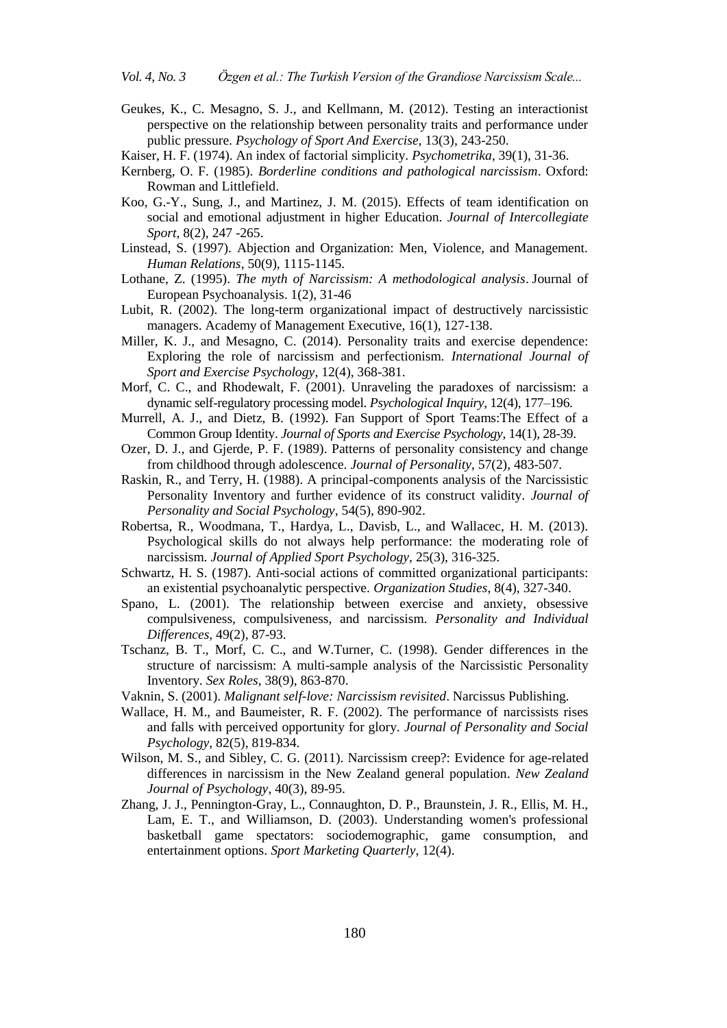Geukes, K., C. Mesagno, S. J., and Kellmann, M. (2012). Testing an interactionist perspective on the relationship between personality traits and performance under public pressure. *Psychology of Sport And Exercise*, 13(3), 243-250.

Kaiser, H. F. (1974). An index of factorial simplicity. *Psychometrika*, 39(1), 31-36.

Kernberg, O. F. (1985). *Borderline conditions and pathological narcissism*. Oxford: Rowman and Littlefield.

Koo, G.-Y., Sung, J., and Martinez, J. M. (2015). Effects of team identification on social and emotional adjustment in higher Education. *Journal of Intercollegiate Sport*, 8(2), 247 -265.

Linstead, S. (1997). Abjection and Organization: Men, Violence, and Management. *Human Relations*, 50(9), 1115-1145.

Lothane, Z. (1995). *The myth of Narcissism: A methodological analysis*. Journal of European Psychoanalysis. 1(2), 31-46

Lubit, R. (2002). The long-term organizational impact of destructively narcissistic managers. Academy of Management Executive, 16(1), 127-138.

Miller, K. J., and Mesagno, C. (2014). Personality traits and exercise dependence: Exploring the role of narcissism and perfectionism. *International Journal of Sport and Exercise Psychology*, 12(4), 368-381.

Morf, C. C., and Rhodewalt, F. (2001). Unraveling the paradoxes of narcissism: a dynamic self-regulatory processing model. *Psychological Inquiry*, 12(4), 177–196.

Murrell, A. J., and Dietz, B. (1992). Fan Support of Sport Teams:The Effect of a Common Group Identity. *Journal of Sports and Exercise Psychology*, 14(1), 28-39.

Ozer, D. J., and Gjerde, P. F. (1989). Patterns of personality consistency and change from childhood through adolescence. *Journal of Personality*, 57(2), 483-507.

Raskin, R., and Terry, H. (1988). A principal-components analysis of the Narcissistic Personality Inventory and further evidence of its construct validity. *Journal of Personality and Social Psychology*, 54(5), 890-902.

Robertsa, R., Woodmana, T., Hardya, L., Davisb, L., and Wallacec, H. M. (2013). Psychological skills do not always help performance: the moderating role of narcissism. *Journal of Applied Sport Psychology*, 25(3), 316-325.

Schwartz, H. S. (1987). Anti-social actions of committed organizational participants: an existential psychoanalytic perspective. *Organization Studies*, 8(4), 327-340.

Spano, L. (2001). The relationship between exercise and anxiety, obsessive compulsiveness, compulsiveness, and narcissism. *Personality and Individual Differences*, 49(2), 87-93.

Tschanz, B. T., Morf, C. C., and W.Turner, C. (1998). Gender differences in the structure of narcissism: A multi-sample analysis of the Narcissistic Personality Inventory. *Sex Roles*, 38(9), 863-870.

Vaknin, S. (2001). *Malignant self-love: Narcissism revisited*. Narcissus Publishing.

Wallace, H. M., and Baumeister, R. F. (2002). The performance of narcissists rises and falls with perceived opportunity for glory. *Journal of Personality and Social Psychology*, 82(5), 819-834.

Wilson, M. S., and Sibley, C. G. (2011). Narcissism creep?: Evidence for age-related differences in narcissism in the New Zealand general population. *New Zealand Journal of Psychology*, 40(3), 89-95.

Zhang, J. J., Pennington-Gray, L., Connaughton, D. P., Braunstein, J. R., Ellis, M. H., Lam, E. T., and Williamson, D. (2003). Understanding women's professional basketball game spectators: sociodemographic, game consumption, and entertainment options. *Sport Marketing Quarterly*, 12(4).